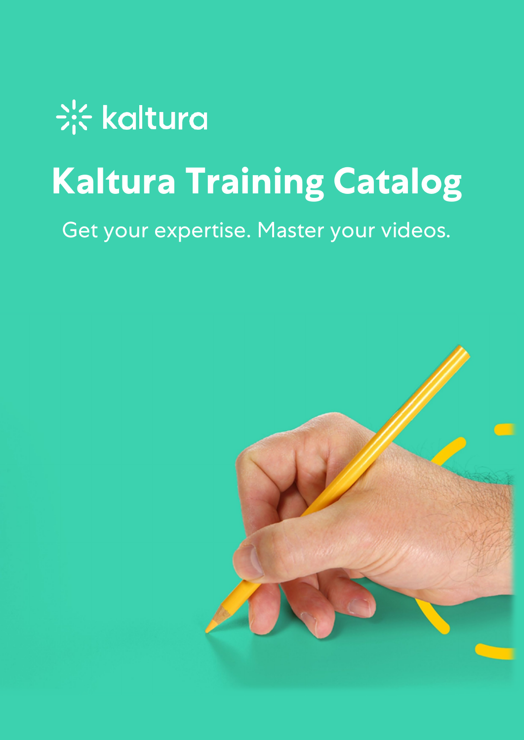kaltura

# Kaltura Training Catalog

Get your expertise. Master your videos.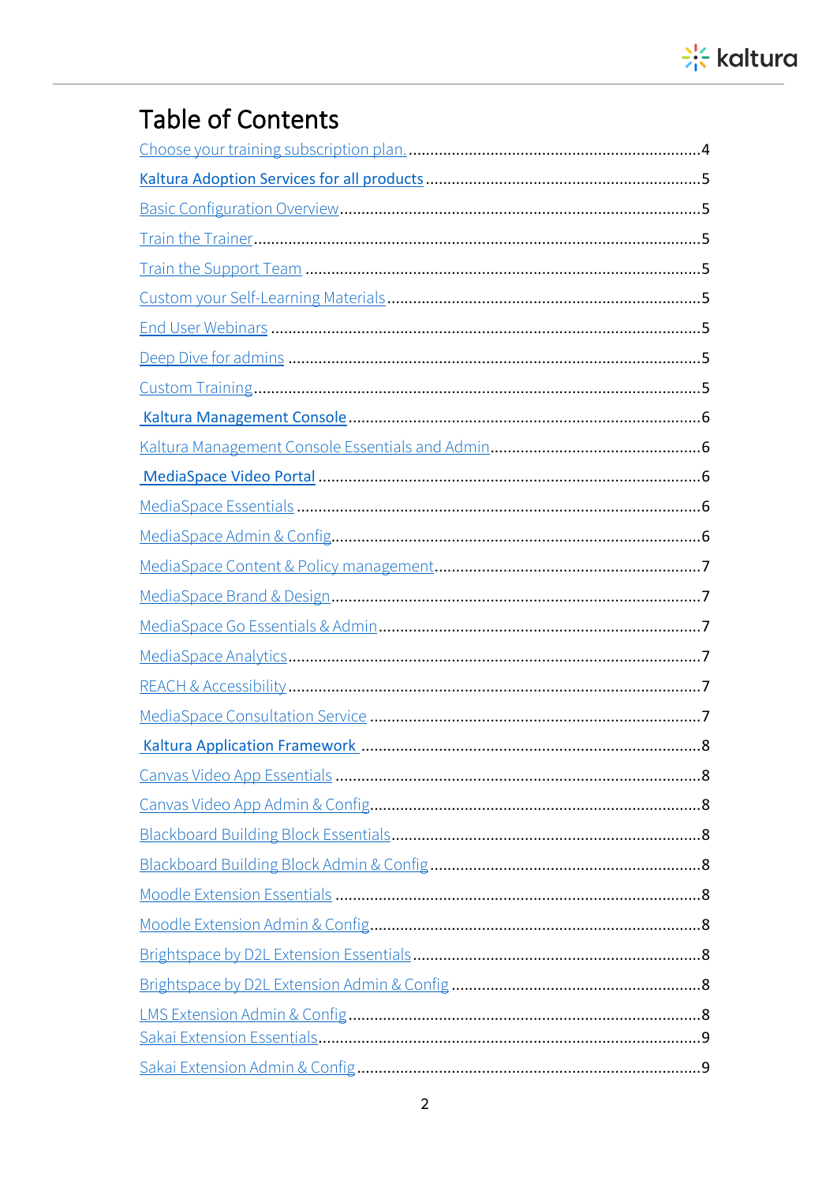# Table of Contents

Choose your training subscription plan. .......... 4

**Kaltura Adoption Services for all products** .......... 5

Basic Configuration Overview .......... 5

Train the Trainer .......... 5

Train the Support Team .......... 5

Custom your Self-Learning Materials .......... 5

End User Webinars .......... 5

Deep Dive for admins .......... 5

Custom Training .......... 5

**Kaltura Management Console** .......... 6

Kaltura Management Console Essentials and Admin .......... 6

**MediaSpace Video Portal** .......... 6

MediaSpace Essentials .......... 6

MediaSpace Admin & Config .......... 6

MediaSpace Content & Policy management .......... 7

MediaSpace Brand & Design .......... 7

MediaSpace Go Essentials & Admin .......... 7

MediaSpace Analytics .......... 7

REACH & Accessibility .......... 7

MediaSpace Consultation Service .......... 7

**Kaltura Application Framework** .......... 8

Canvas Video App Essentials .......... 8

Canvas Video App Admin & Config .......... 8

Blackboard Building Block Essentials .......... 8

Blackboard Building Block Admin & Config .......... 8

Moodle Extension Essentials .......... 8

Moodle Extension Admin & Config .......... 8

Brightspace by D2L Extension Essentials .......... 8

Brightspace by D2L Extension Admin & Config .......... 8

LMS Extension Admin & Config .......... 8

Sakai Extension Essentials .......... 9

Sakai Extension Admin & Config .......... 9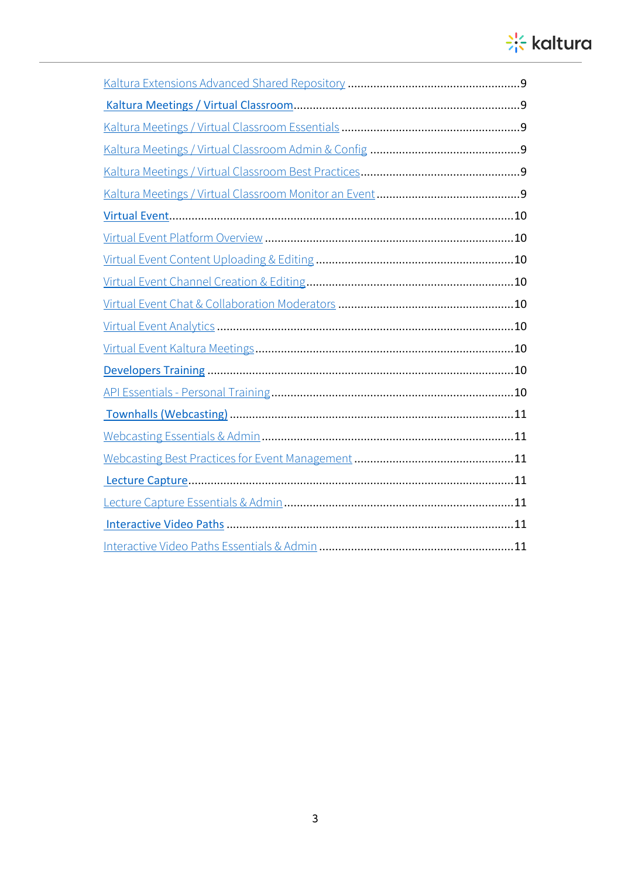Kaltura Extensions Advanced Shared Repository ....................................................9

**Kaltura Meetings / Virtual Classroom**.....................................................................9

Kaltura Meetings / Virtual Classroom Essentials .......................................................9

Kaltura Meetings / Virtual Classroom Admin & Config ..............................................9

Kaltura Meetings / Virtual Classroom Best Practices.................................................9

Kaltura Meetings / Virtual Classroom Monitor an Event............................................9

**Virtual Event**.........................................................................................................10

Virtual Event Platform Overview ............................................................................10

Virtual Event Content Uploading & Editing ..............................................................10

Virtual Event Channel Creation & Editing.................................................................10

Virtual Event Chat & Collaboration Moderators .......................................................10

Virtual Event Analytics ...........................................................................................10

Virtual Event Kaltura Meetings................................................................................10

**Developers Training** ..............................................................................................10

API Essentials - Personal Training............................................................................10

**Townhalls (Webcasting)** ........................................................................................11

Webcasting Essentials & Admin..............................................................................11

Webcasting Best Practices for Event Management .................................................11

**Lecture Capture**.....................................................................................................11

Lecture Capture Essentials & Admin.......................................................................11

**Interactive Video Paths** ........................................................................................11

Interactive Video Paths Essentials & Admin ............................................................11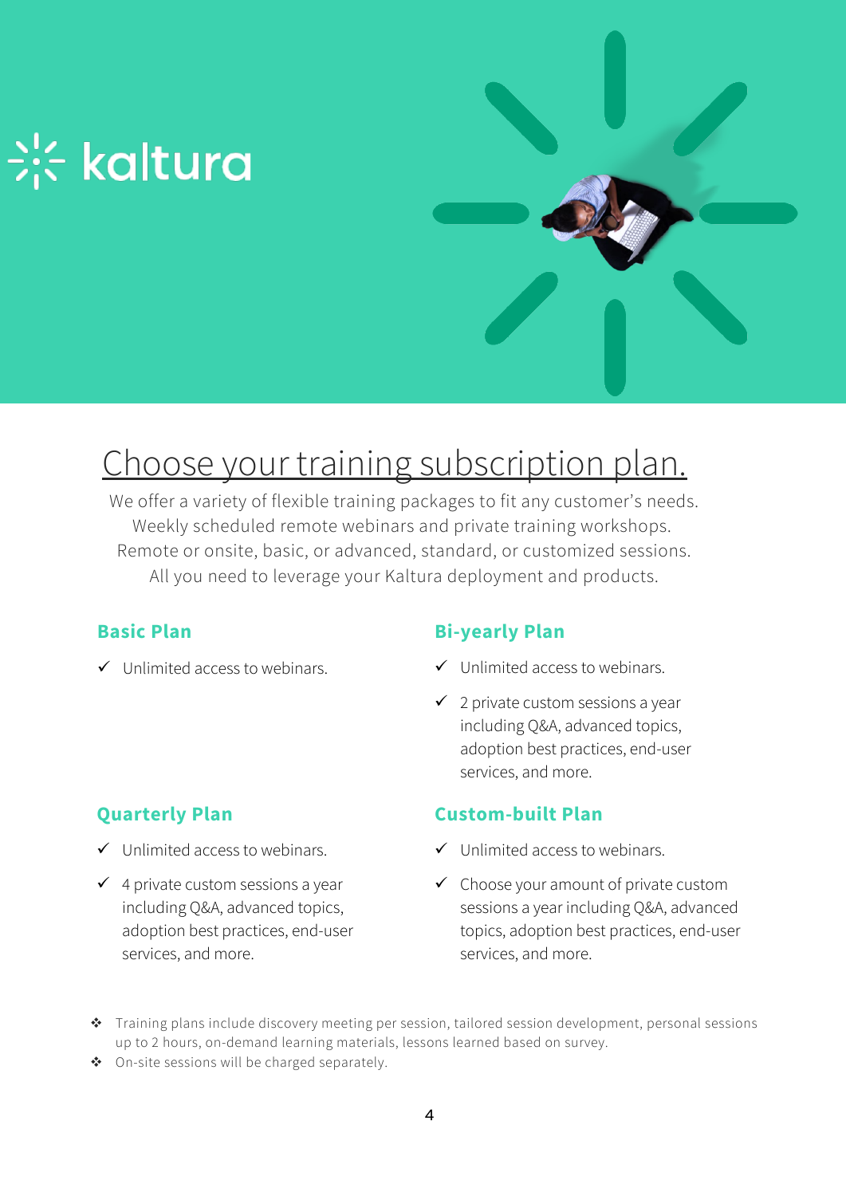kaltura

# Choose your training subscription plan.

We offer a variety of flexible training packages to fit any customer's needs.
Weekly scheduled remote webinars and private training workshops.
Remote or onsite, basic, or advanced, standard, or customized sessions.
All you need to leverage your Kaltura deployment and products.

## Basic Plan

- ✓ Unlimited access to webinars.

## Bi-yearly Plan

- ✓ Unlimited access to webinars.
- ✓ 2 private custom sessions a year including Q&A, advanced topics, adoption best practices, end-user services, and more.

## Quarterly Plan

- ✓ Unlimited access to webinars.
- ✓ 4 private custom sessions a year including Q&A, advanced topics, adoption best practices, end-user services, and more.

## Custom-built Plan

- ✓ Unlimited access to webinars.
- ✓ Choose your amount of private custom sessions a year including Q&A, advanced topics, adoption best practices, end-user services, and more.

- ❖ Training plans include discovery meeting per session, tailored session development, personal sessions up to 2 hours, on-demand learning materials, lessons learned based on survey.
- ❖ On-site sessions will be charged separately.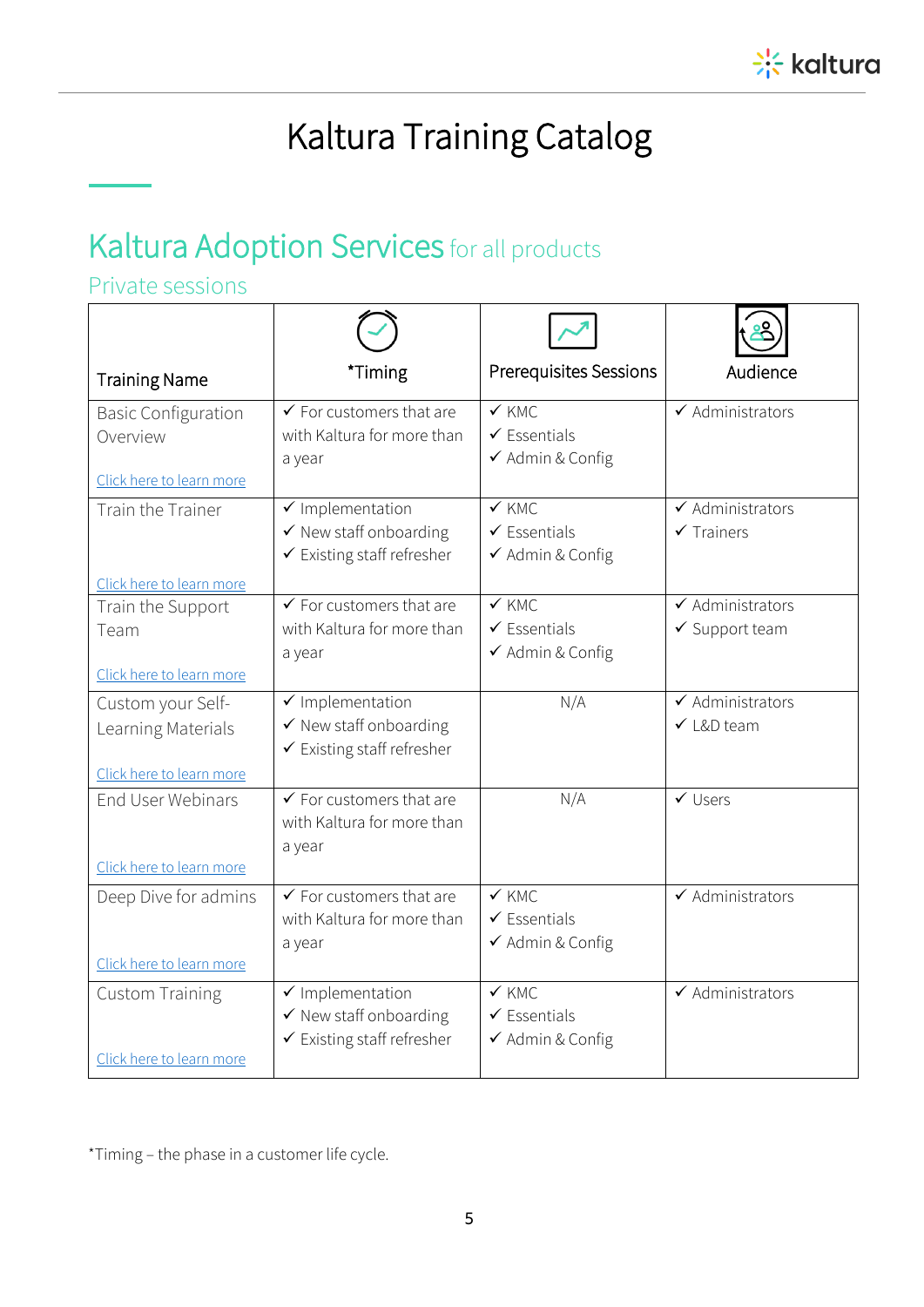# Kaltura Training Catalog

## Kaltura Adoption Services for all products

### Private sessions

| Training Name | *Timing | Prerequisites Sessions | Audience |
|---|---|---|---|
| Basic Configuration Overview<br><br>Click here to learn more | ✓ For customers that are with Kaltura for more than a year | ✓ KMC<br>✓ Essentials<br>✓ Admin & Config | ✓ Administrators |
| Train the Trainer<br><br>Click here to learn more | ✓ Implementation<br>✓ New staff onboarding<br>✓ Existing staff refresher | ✓ KMC<br>✓ Essentials<br>✓ Admin & Config | ✓ Administrators<br>✓ Trainers |
| Train the Support Team<br><br>Click here to learn more | ✓ For customers that are with Kaltura for more than a year | ✓ KMC<br>✓ Essentials<br>✓ Admin & Config | ✓ Administrators<br>✓ Support team |
| Custom your Self-Learning Materials<br><br>Click here to learn more | ✓ Implementation<br>✓ New staff onboarding<br>✓ Existing staff refresher | N/A | ✓ Administrators<br>✓ L&D team |
| End User Webinars<br><br>Click here to learn more | ✓ For customers that are with Kaltura for more than a year | N/A | ✓ Users |
| Deep Dive for admins<br><br>Click here to learn more | ✓ For customers that are with Kaltura for more than a year | ✓ KMC<br>✓ Essentials<br>✓ Admin & Config | ✓ Administrators |
| Custom Training<br><br>Click here to learn more | ✓ Implementation<br>✓ New staff onboarding<br>✓ Existing staff refresher | ✓ KMC<br>✓ Essentials<br>✓ Admin & Config | ✓ Administrators |

*Timing – the phase in a customer life cycle.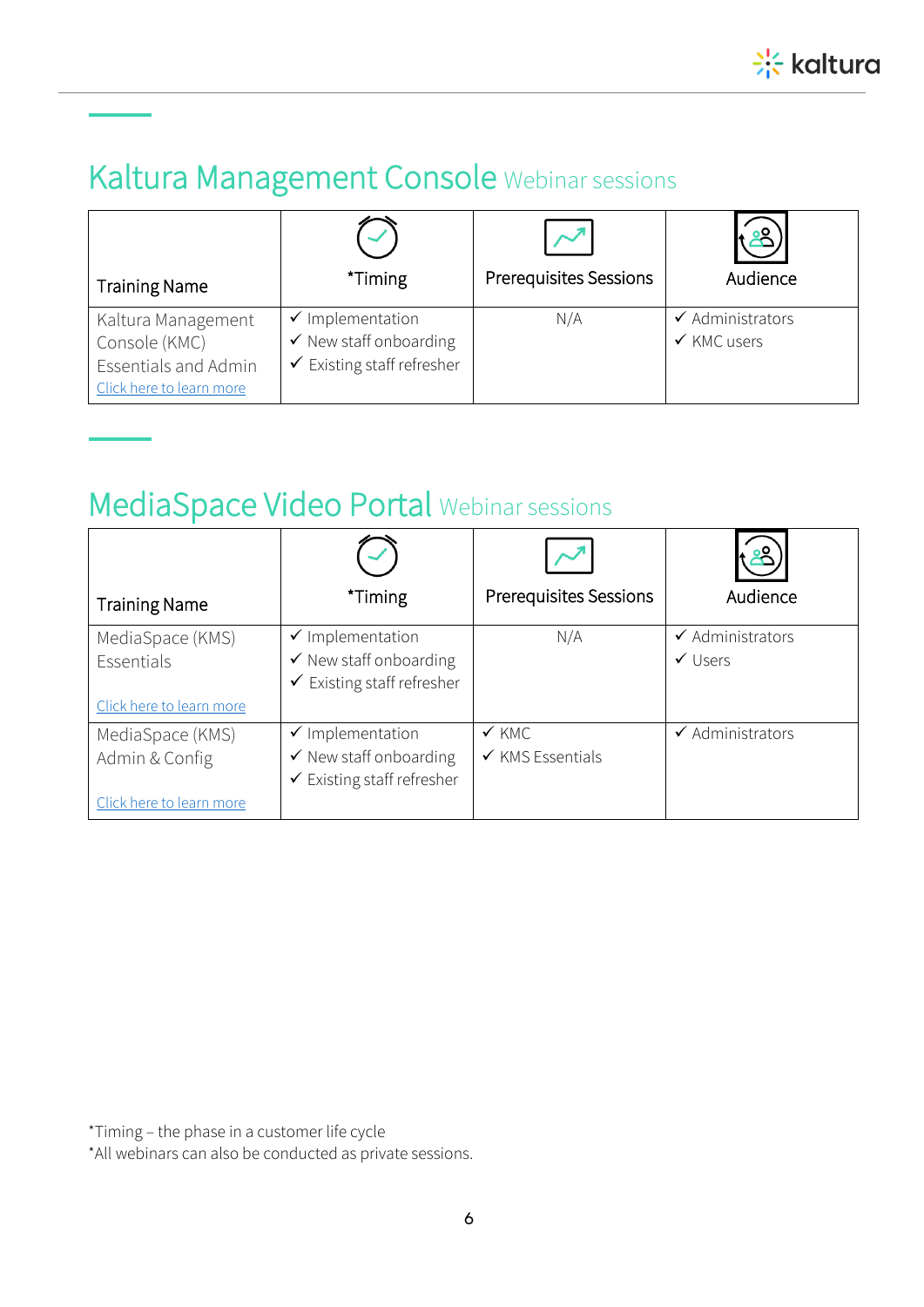## Kaltura Management Console Webinar sessions

| Training Name | *Timing | Prerequisites Sessions | Audience |
|---|---|---|---|
| Kaltura Management Console (KMC) Essentials and Admin<br>Click here to learn more | ✓ Implementation<br>✓ New staff onboarding<br>✓ Existing staff refresher | N/A | ✓ Administrators<br>✓ KMC users |

## MediaSpace Video Portal Webinar sessions

| Training Name | *Timing | Prerequisites Sessions | Audience |
|---|---|---|---|
| MediaSpace (KMS) Essentials<br>Click here to learn more | ✓ Implementation<br>✓ New staff onboarding<br>✓ Existing staff refresher | N/A | ✓ Administrators<br>✓ Users |
| MediaSpace (KMS) Admin & Config<br>Click here to learn more | ✓ Implementation<br>✓ New staff onboarding<br>✓ Existing staff refresher | ✓ KMC<br>✓ KMS Essentials | ✓ Administrators |

*Timing – the phase in a customer life cycle
*All webinars can also be conducted as private sessions.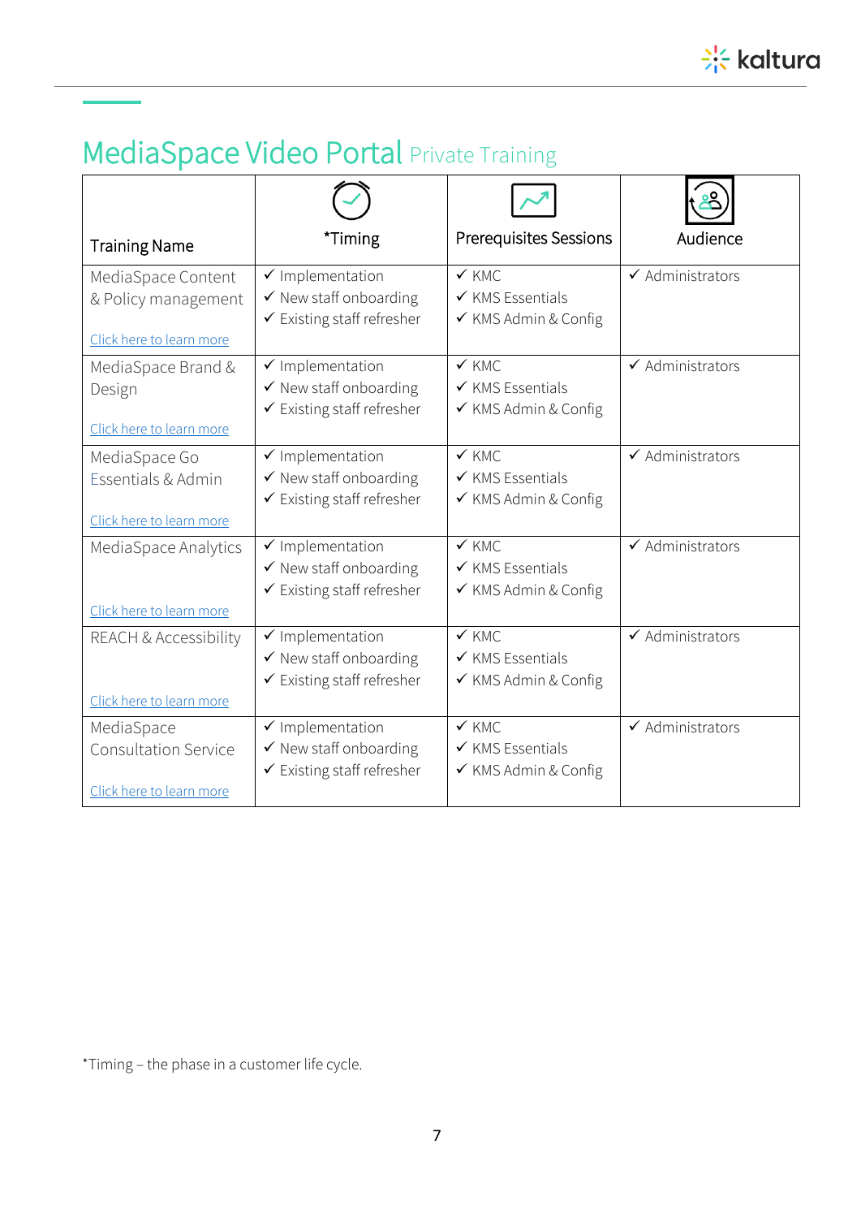# MediaSpace Video Portal Private Training

| Training Name | *Timing | Prerequisites Sessions | Audience |
|---|---|---|---|
| MediaSpace Content & Policy management<br><br>Click here to learn more | ✓ Implementation<br>✓ New staff onboarding<br>✓ Existing staff refresher | ✓ KMC<br>✓ KMS Essentials<br>✓ KMS Admin & Config | ✓ Administrators |
| MediaSpace Brand & Design<br><br>Click here to learn more | ✓ Implementation<br>✓ New staff onboarding<br>✓ Existing staff refresher | ✓ KMC<br>✓ KMS Essentials<br>✓ KMS Admin & Config | ✓ Administrators |
| MediaSpace Go Essentials & Admin<br><br>Click here to learn more | ✓ Implementation<br>✓ New staff onboarding<br>✓ Existing staff refresher | ✓ KMC<br>✓ KMS Essentials<br>✓ KMS Admin & Config | ✓ Administrators |
| MediaSpace Analytics<br><br>Click here to learn more | ✓ Implementation<br>✓ New staff onboarding<br>✓ Existing staff refresher | ✓ KMC<br>✓ KMS Essentials<br>✓ KMS Admin & Config | ✓ Administrators |
| REACH & Accessibility<br><br>Click here to learn more | ✓ Implementation<br>✓ New staff onboarding<br>✓ Existing staff refresher | ✓ KMC<br>✓ KMS Essentials<br>✓ KMS Admin & Config | ✓ Administrators |
| MediaSpace Consultation Service<br><br>Click here to learn more | ✓ Implementation<br>✓ New staff onboarding<br>✓ Existing staff refresher | ✓ KMC<br>✓ KMS Essentials<br>✓ KMS Admin & Config | ✓ Administrators |

*Timing – the phase in a customer life cycle.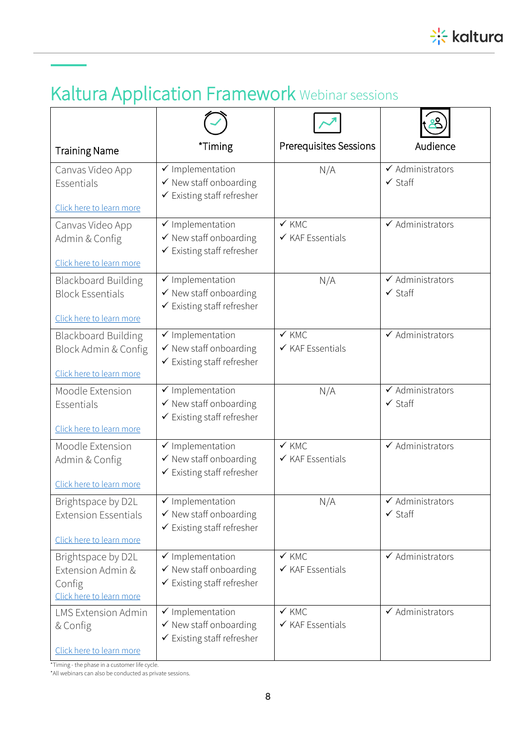# Kaltura Application Framework Webinar sessions

| Training Name | *Timing | Prerequisites Sessions | Audience |
|---|---|---|---|
| Canvas Video App Essentials<br><br>Click here to learn more | ✓ Implementation<br>✓ New staff onboarding<br>✓ Existing staff refresher | N/A | ✓ Administrators<br>✓ Staff |
| Canvas Video App Admin & Config<br><br>Click here to learn more | ✓ Implementation<br>✓ New staff onboarding<br>✓ Existing staff refresher | ✓ KMC<br>✓ KAF Essentials | ✓ Administrators |
| Blackboard Building Block Essentials<br><br>Click here to learn more | ✓ Implementation<br>✓ New staff onboarding<br>✓ Existing staff refresher | N/A | ✓ Administrators<br>✓ Staff |
| Blackboard Building Block Admin & Config<br><br>Click here to learn more | ✓ Implementation<br>✓ New staff onboarding<br>✓ Existing staff refresher | ✓ KMC<br>✓ KAF Essentials | ✓ Administrators |
| Moodle Extension Essentials<br><br>Click here to learn more | ✓ Implementation<br>✓ New staff onboarding<br>✓ Existing staff refresher | N/A | ✓ Administrators<br>✓ Staff |
| Moodle Extension Admin & Config<br><br>Click here to learn more | ✓ Implementation<br>✓ New staff onboarding<br>✓ Existing staff refresher | ✓ KMC<br>✓ KAF Essentials | ✓ Administrators |
| Brightspace by D2L Extension Essentials<br><br>Click here to learn more | ✓ Implementation<br>✓ New staff onboarding<br>✓ Existing staff refresher | N/A | ✓ Administrators<br>✓ Staff |
| Brightspace by D2L Extension Admin & Config<br>Click here to learn more | ✓ Implementation<br>✓ New staff onboarding<br>✓ Existing staff refresher | ✓ KMC<br>✓ KAF Essentials | ✓ Administrators |
| LMS Extension Admin & Config<br><br>Click here to learn more | ✓ Implementation<br>✓ New staff onboarding<br>✓ Existing staff refresher | ✓ KMC<br>✓ KAF Essentials | ✓ Administrators |

*Timing - the phase in a customer life cycle.
*All webinars can also be conducted as private sessions.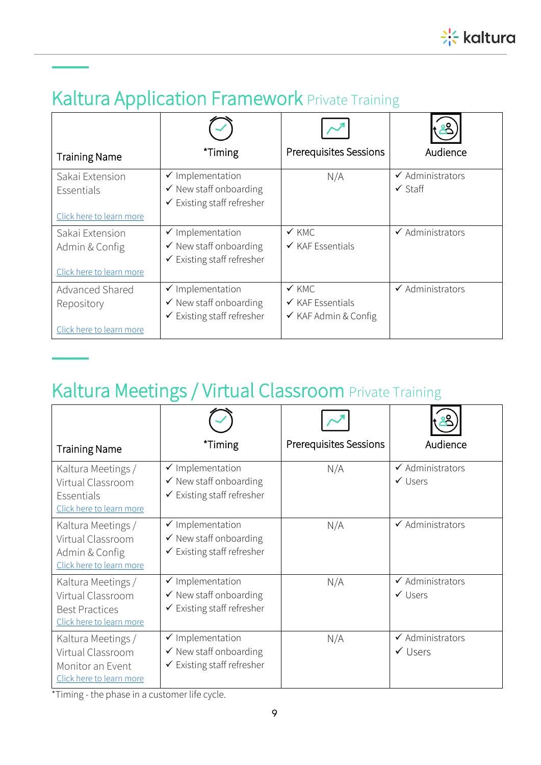## Kaltura Application Framework Private Training

| Training Name | *Timing | Prerequisites Sessions | Audience |
|---|---|---|---|
| Sakai Extension Essentials<br>Click here to learn more | ✓ Implementation<br>✓ New staff onboarding<br>✓ Existing staff refresher | N/A | ✓ Administrators<br>✓ Staff |
| Sakai Extension Admin & Config<br>Click here to learn more | ✓ Implementation<br>✓ New staff onboarding<br>✓ Existing staff refresher | ✓ KMC<br>✓ KAF Essentials | ✓ Administrators |
| Advanced Shared Repository<br>Click here to learn more | ✓ Implementation<br>✓ New staff onboarding<br>✓ Existing staff refresher | ✓ KMC<br>✓ KAF Essentials<br>✓ KAF Admin & Config | ✓ Administrators |

## Kaltura Meetings / Virtual Classroom Private Training

| Training Name | *Timing | Prerequisites Sessions | Audience |
|---|---|---|---|
| Kaltura Meetings / Virtual Classroom Essentials<br>Click here to learn more | ✓ Implementation<br>✓ New staff onboarding<br>✓ Existing staff refresher | N/A | ✓ Administrators<br>✓ Users |
| Kaltura Meetings / Virtual Classroom Admin & Config<br>Click here to learn more | ✓ Implementation<br>✓ New staff onboarding<br>✓ Existing staff refresher | N/A | ✓ Administrators |
| Kaltura Meetings / Virtual Classroom Best Practices<br>Click here to learn more | ✓ Implementation<br>✓ New staff onboarding<br>✓ Existing staff refresher | N/A | ✓ Administrators<br>✓ Users |
| Kaltura Meetings / Virtual Classroom Monitor an Event<br>Click here to learn more | ✓ Implementation<br>✓ New staff onboarding<br>✓ Existing staff refresher | N/A | ✓ Administrators<br>✓ Users |

*Timing - the phase in a customer life cycle.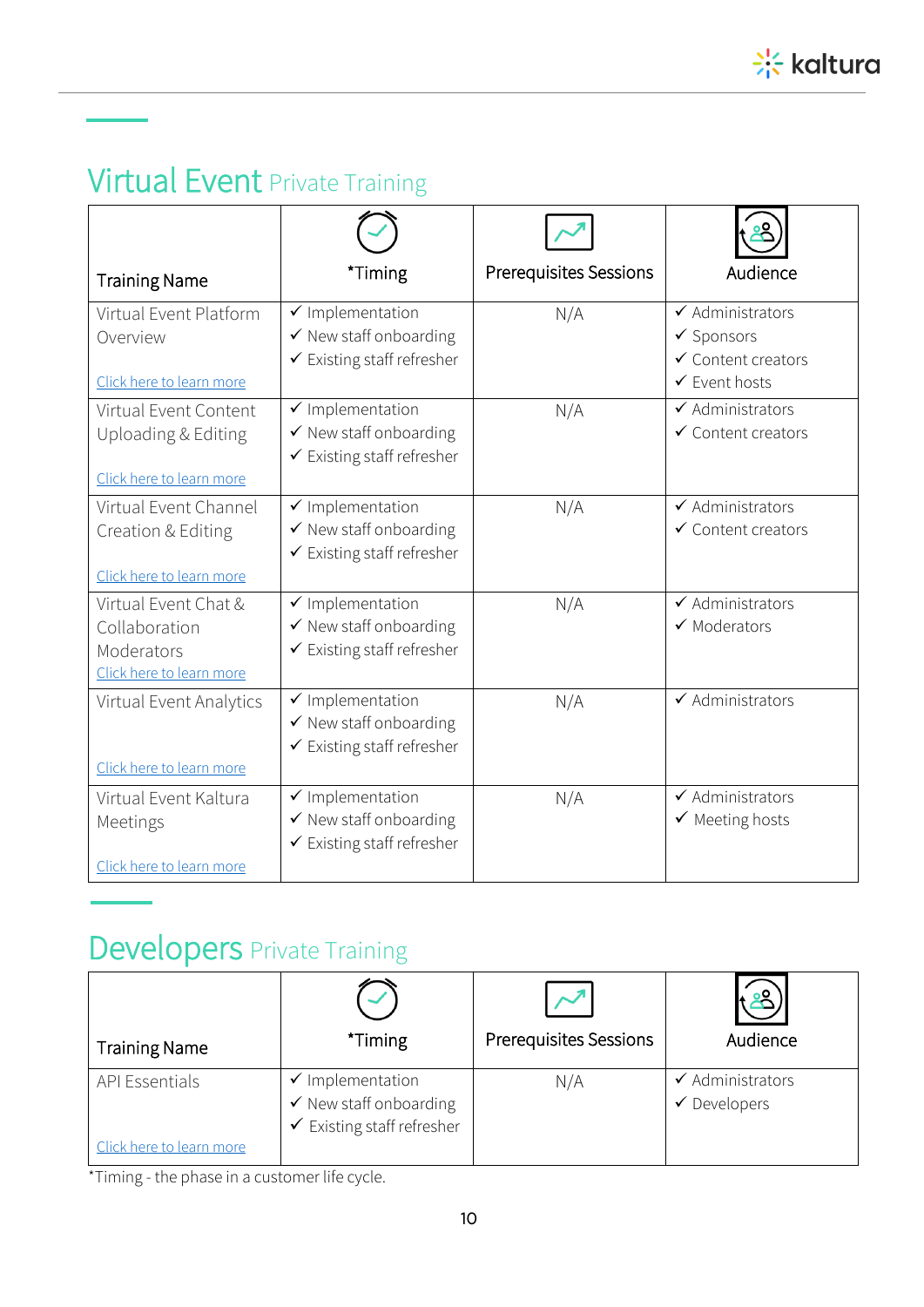# Virtual Event Private Training

| Training Name | *Timing | Prerequisites Sessions | Audience |
|---|---|---|---|
| Virtual Event Platform Overview<br><br>Click here to learn more | ✓ Implementation<br>✓ New staff onboarding<br>✓ Existing staff refresher | N/A | ✓ Administrators<br>✓ Sponsors<br>✓ Content creators<br>✓ Event hosts |
| Virtual Event Content Uploading & Editing<br><br>Click here to learn more | ✓ Implementation<br>✓ New staff onboarding<br>✓ Existing staff refresher | N/A | ✓ Administrators<br>✓ Content creators |
| Virtual Event Channel Creation & Editing<br><br>Click here to learn more | ✓ Implementation<br>✓ New staff onboarding<br>✓ Existing staff refresher | N/A | ✓ Administrators<br>✓ Content creators |
| Virtual Event Chat & Collaboration Moderators<br>Click here to learn more | ✓ Implementation<br>✓ New staff onboarding<br>✓ Existing staff refresher | N/A | ✓ Administrators<br>✓ Moderators |
| Virtual Event Analytics<br><br>Click here to learn more | ✓ Implementation<br>✓ New staff onboarding<br>✓ Existing staff refresher | N/A | ✓ Administrators |
| Virtual Event Kaltura Meetings<br><br>Click here to learn more | ✓ Implementation<br>✓ New staff onboarding<br>✓ Existing staff refresher | N/A | ✓ Administrators<br>✓ Meeting hosts |

# Developers Private Training

| Training Name | *Timing | Prerequisites Sessions | Audience |
|---|---|---|---|
| API Essentials<br><br>Click here to learn more | ✓ Implementation<br>✓ New staff onboarding<br>✓ Existing staff refresher | N/A | ✓ Administrators<br>✓ Developers |

*Timing - the phase in a customer life cycle.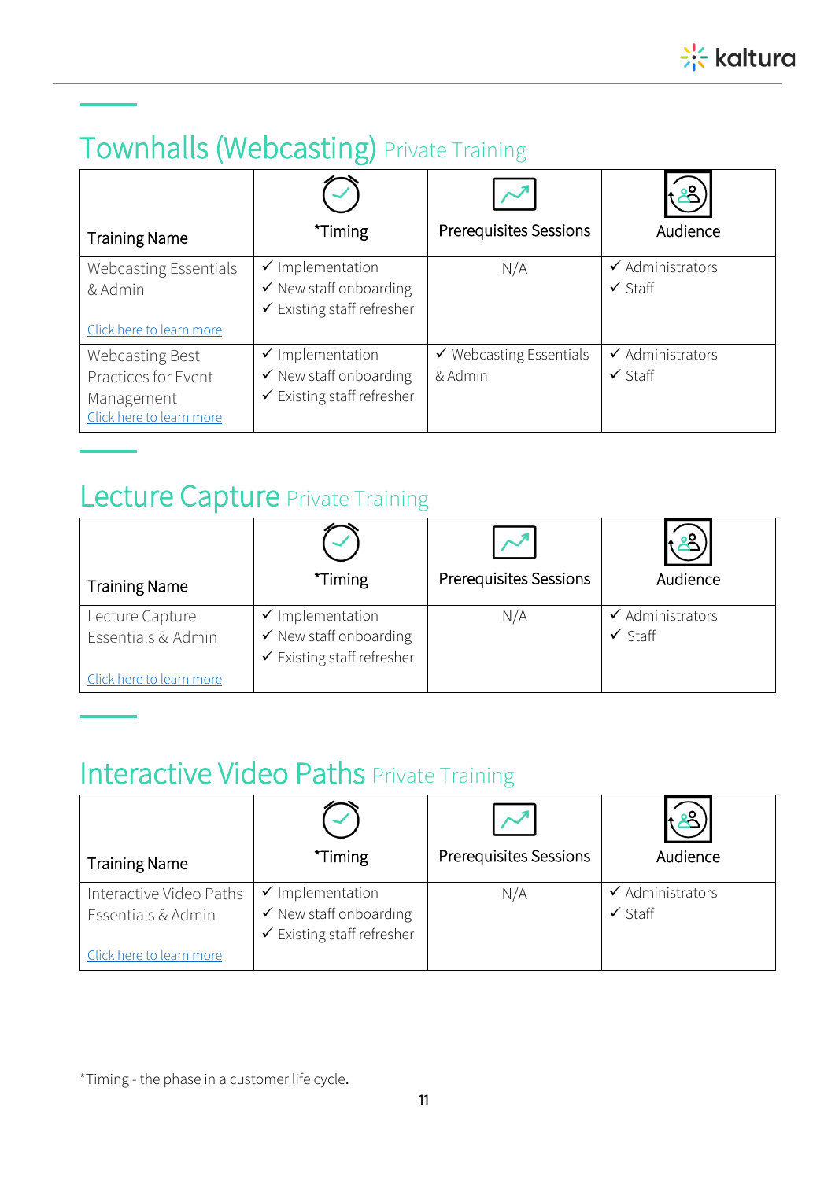## Townhalls (Webcasting) Private Training

| Training Name | *Timing | Prerequisites Sessions | Audience |
|---|---|---|---|
| Webcasting Essentials & Admin<br><br>Click here to learn more | ✓ Implementation<br>✓ New staff onboarding<br>✓ Existing staff refresher | N/A | ✓ Administrators<br>✓ Staff |
| Webcasting Best Practices for Event Management<br>Click here to learn more | ✓ Implementation<br>✓ New staff onboarding<br>✓ Existing staff refresher | ✓ Webcasting Essentials & Admin | ✓ Administrators<br>✓ Staff |

## Lecture Capture Private Training

| Training Name | *Timing | Prerequisites Sessions | Audience |
|---|---|---|---|
| Lecture Capture Essentials & Admin<br><br>Click here to learn more | ✓ Implementation<br>✓ New staff onboarding<br>✓ Existing staff refresher | N/A | ✓ Administrators<br>✓ Staff |

## Interactive Video Paths Private Training

| Training Name | *Timing | Prerequisites Sessions | Audience |
|---|---|---|---|
| Interactive Video Paths Essentials & Admin<br><br>Click here to learn more | ✓ Implementation<br>✓ New staff onboarding<br>✓ Existing staff refresher | N/A | ✓ Administrators<br>✓ Staff |

*Timing - the phase in a customer life cycle.